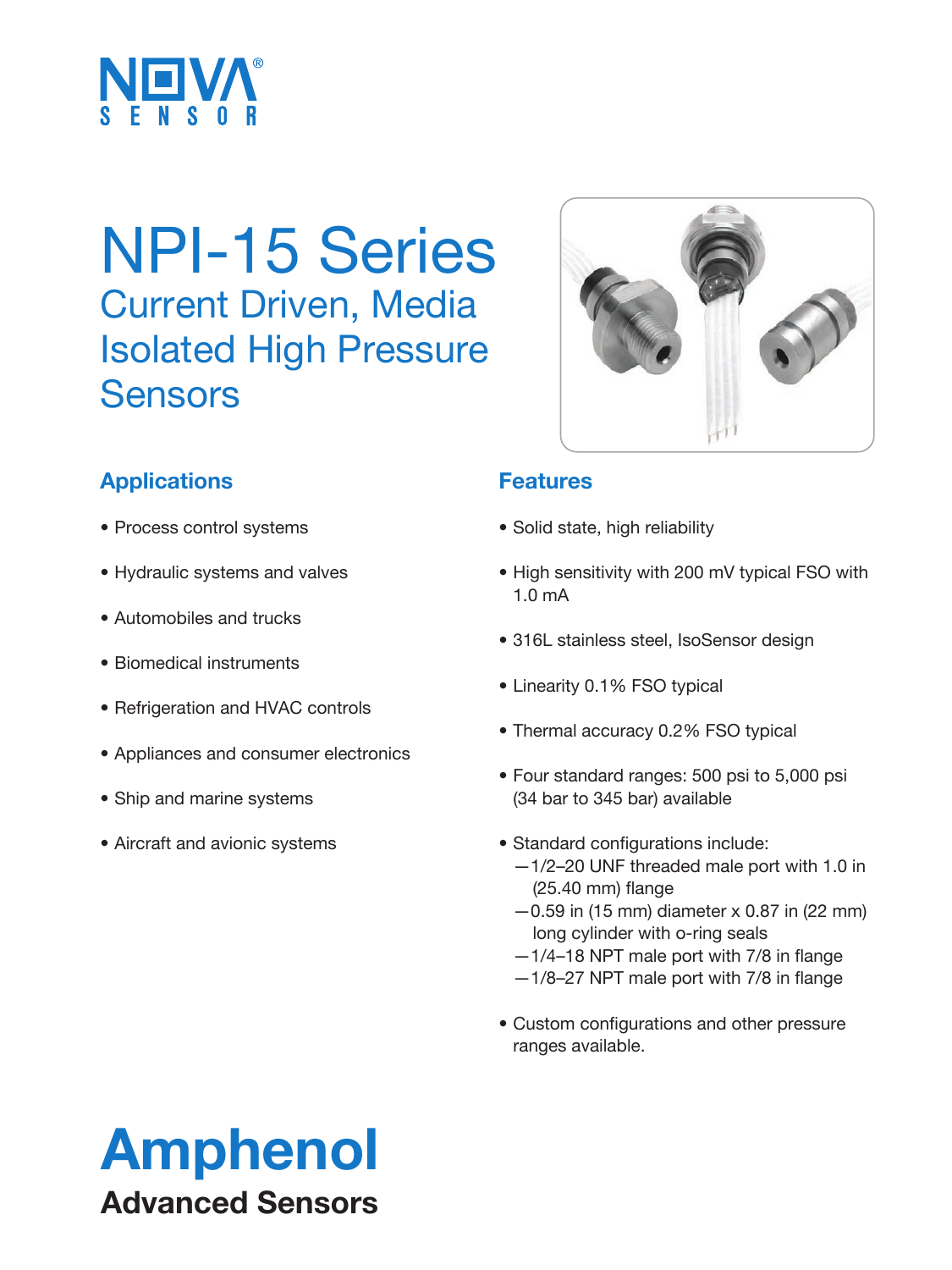NOVA SENSOR

# NPI-15 Series

## Current Driven, Media Isolated High Pressure Sensors

### Applications

- Process control systems
- Hydraulic systems and valves
- Automobiles and trucks
- Biomedical instruments
- Refrigeration and HVAC controls
- Appliances and consumer electronics
- Ship and marine systems
- Aircraft and avionic systems

### Features

- Solid state, high reliability
- High sensitivity with 200 mV typical FSO with 1.0 mA
- 316L stainless steel, IsoSensor design
- Linearity 0.1% FSO typical
- Thermal accuracy 0.2% FSO typical
- Four standard ranges: 500 psi to 5,000 psi (34 bar to 345 bar) available
- Standard configurations include:
  - —1/2–20 UNF threaded male port with 1.0 in (25.40 mm) flange
  - —0.59 in (15 mm) diameter x 0.87 in (22 mm) long cylinder with o-ring seals
  - —1/4–18 NPT male port with 7/8 in flange
  - —1/8–27 NPT male port with 7/8 in flange
- Custom configurations and other pressure ranges available.

**Amphenol**
**Advanced Sensors**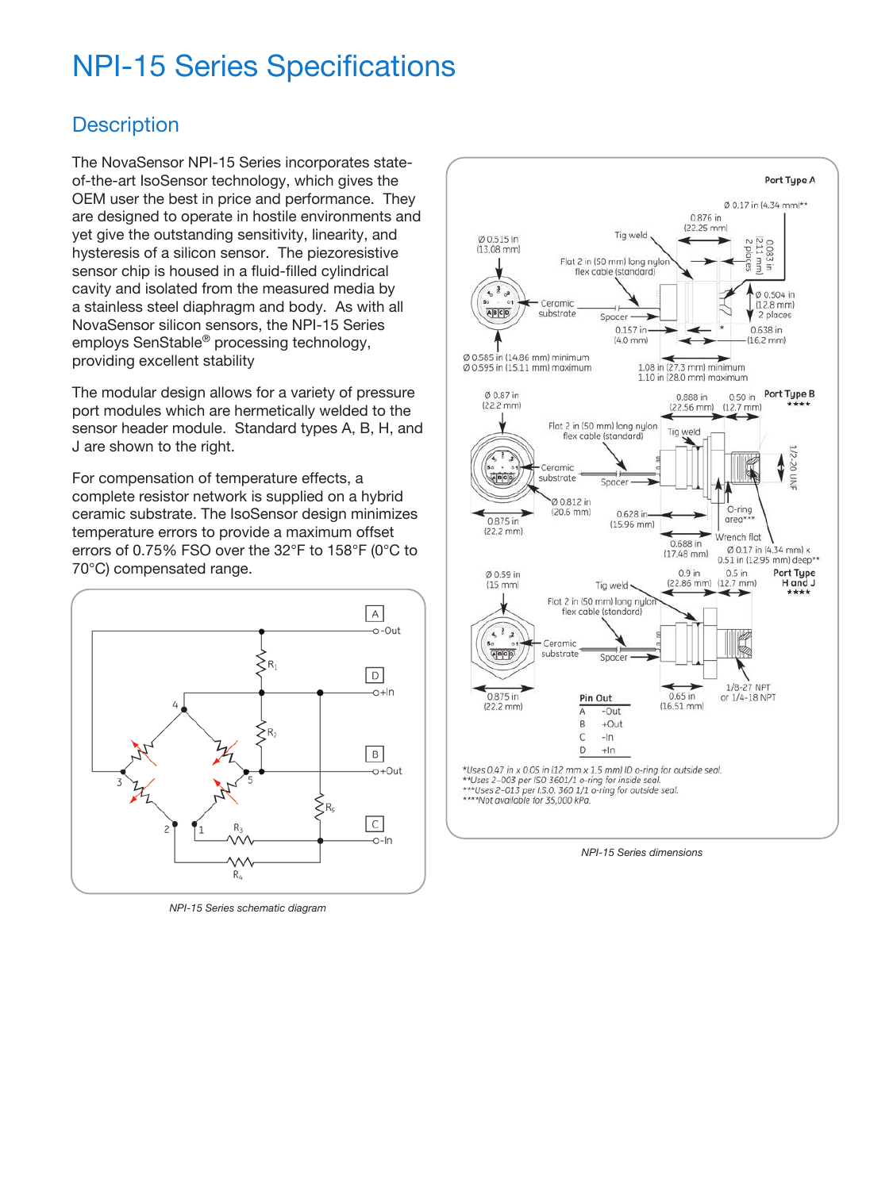# NPI-15 Series Specifications

## Description

The NovaSensor NPI-15 Series incorporates state-of-the-art IsoSensor technology, which gives the OEM user the best in price and performance. They are designed to operate in hostile environments and yet give the outstanding sensitivity, linearity, and hysteresis of a silicon sensor. The piezoresistive sensor chip is housed in a fluid-filled cylindrical cavity and isolated from the measured media by a stainless steel diaphragm and body. As with all NovaSensor silicon sensors, the NPI-15 Series employs SenStable® processing technology, providing excellent stability

The modular design allows for a variety of pressure port modules which are hermetically welded to the sensor header module. Standard types A, B, H, and J are shown to the right.

For compensation of temperature effects, a complete resistor network is supplied on a hybrid ceramic substrate. The IsoSensor design minimizes temperature errors to provide a maximum offset errors of 0.75% FSO over the 32°F to 158°F (0°C to 70°C) compensated range.

NPI-15 Series schematic diagram

| Pin Out | |
|---|---|
| A | -Out |
| B | +Out |
| C | -In |
| D | +In |

*Uses 0.47 in x 0.05 in (12 mm x 1.5 mm) ID o-ring for outside seal.
**Uses 2-003 per ISO 3601/1 o-ring for inside seal.
***Uses 2-013 per I.S.O. 360 1/1 o-ring for outside seal.
****Not available for 35,000 KPa.

NPI-15 Series dimensions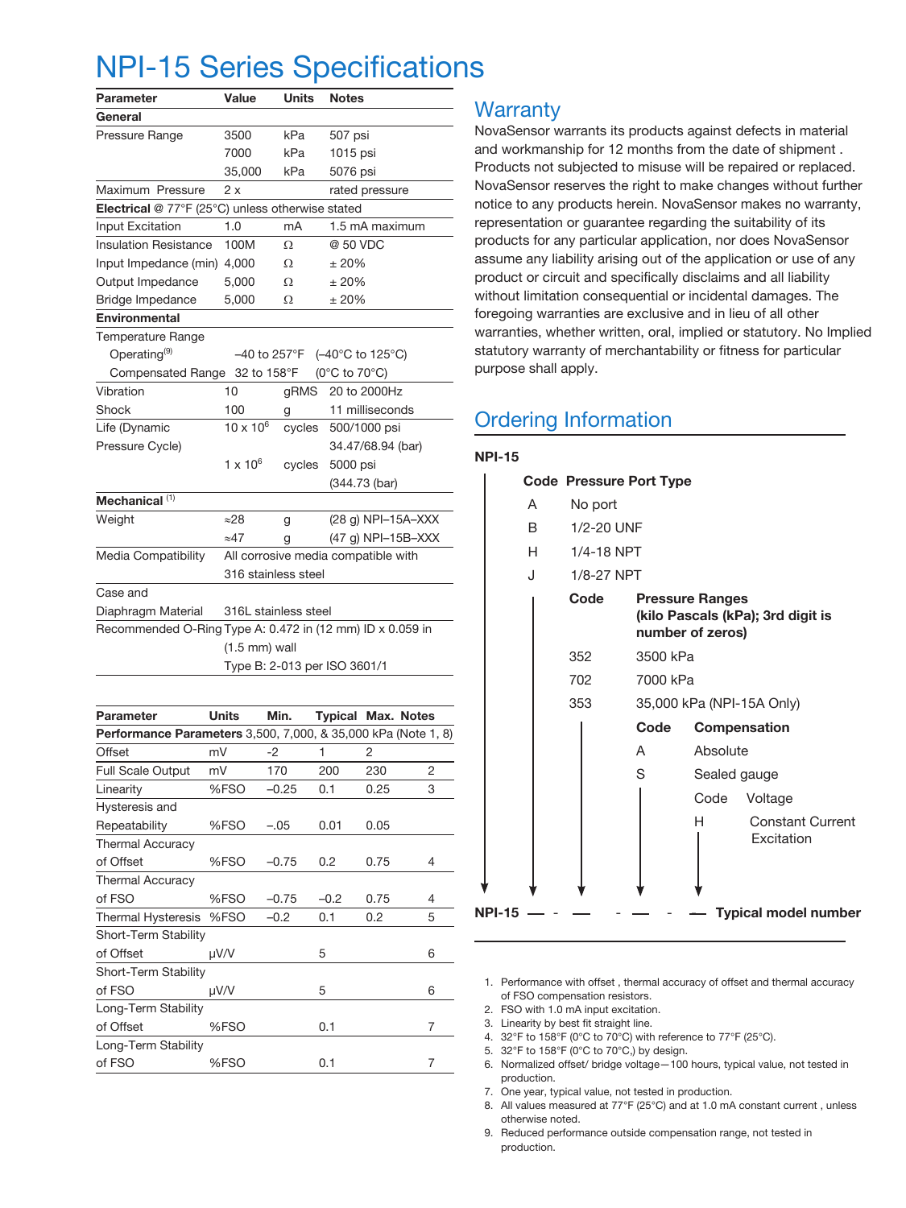# NPI-15 Series Specifications

| Parameter | Value | Units | Notes |
|---|---|---|---|
| **General** | | | |
| Pressure Range | 3500 | kPa | 507 psi |
| | 7000 | kPa | 1015 psi |
| | 35,000 | kPa | 5076 psi |
| Maximum Pressure | 2 x | | rated pressure |
| **Electrical** @ 77°F (25°C) unless otherwise stated | | | |
| Input Excitation | 1.0 | mA | 1.5 mA maximum |
| Insulation Resistance | 100M | Ω | @ 50 VDC |
| Input Impedance (min) | 4,000 | Ω | ± 20% |
| Output Impedance | 5,000 | Ω | ± 20% |
| Bridge Impedance | 5,000 | Ω | ± 20% |
| **Environmental** | | | |
| Temperature Range | | | |
| Operating[9] | –40 to 257°F | | (–40°C to 125°C) |
| Compensated Range | 32 to 158°F | | (0°C to 70°C) |
| Vibration | 10 | gRMS | 20 to 2000Hz |
| Shock | 100 | g | 11 milliseconds |
| Life (Dynamic Pressure Cycle) | $10 \times 10^6$ | cycles | 500/1000 psi 34.47/68.94 (bar) |
| | $1 \times 10^6$ | cycles | 5000 psi (344.73 (bar) |
| **Mechanical** [1] | | | |
| Weight | ≈28 | g | (28 g) NPI–15A–XXX |
| | ≈47 | g | (47 g) NPI–15B–XXX |
| Media Compatibility | All corrosive media compatible with 316 stainless steel | | |
| Case and Diaphragm Material | 316L stainless steel | | |
| Recommended O-Ring | Type A: 0.472 in (12 mm) ID x 0.059 in (1.5 mm) wall | | |
| | Type B: 2-013 per ISO 3601/1 | | |

| Parameter | Units | Min. | Typical | Max. | Notes |
|---|---|---|---|---|---|
| **Performance Parameters** 3,500, 7,000, & 35,000 kPa (Note 1, 8) | | | | | |
| Offset | mV | -2 | 1 | 2 | |
| Full Scale Output | mV | 170 | 200 | 230 | 2 |
| Linearity | %FSO | –0.25 | 0.1 | 0.25 | 3 |
| Hysteresis and Repeatability | %FSO | –.05 | 0.01 | 0.05 | |
| Thermal Accuracy of Offset | %FSO | –0.75 | 0.2 | 0.75 | 4 |
| Thermal Accuracy of FSO | %FSO | –0.75 | –0.2 | 0.75 | 4 |
| Thermal Hysteresis | %FSO | –0.2 | 0.1 | 0.2 | 5 |
| Short-Term Stability of Offset | μV/V | | 5 | | 6 |
| Short-Term Stability of FSO | μV/V | | 5 | | 6 |
| Long-Term Stability of Offset | %FSO | | 0.1 | | 7 |
| Long-Term Stability of FSO | %FSO | | 0.1 | | 7 |

## Warranty

NovaSensor warrants its products against defects in material and workmanship for 12 months from the date of shipment . Products not subjected to misuse will be repaired or replaced. NovaSensor reserves the right to make changes without further notice to any products herein. NovaSensor makes no warranty, representation or guarantee regarding the suitability of its products for any particular application, nor does NovaSensor assume any liability arising out of the application or use of any product or circuit and specifically disclaims and all liability without limitation consequential or incidental damages. The foregoing warranties are exclusive and in lieu of all other warranties, whether written, oral, implied or statutory. No Implied statutory warranty of merchantability or fitness for particular purpose shall apply.

## Ordering Information

**NPI-15**

| Code | Pressure Port Type |
|---|---|
| A | No port |
| B | 1/2-20 UNF |
| H | 1/4-18 NPT |
| J | 1/8-27 NPT |

| Code | Pressure Ranges (kilo Pascals (kPa); 3rd digit is number of zeros) |
|---|---|
| 352 | 3500 kPa |
| 702 | 7000 kPa |
| 353 | 35,000 kPa (NPI-15A Only) |

| Code | Compensation |
|---|---|
| A | Absolute |
| S | Sealed gauge |

| Code | Voltage |
|---|---|
| H | Constant Current Excitation |

**NPI-15 — - — - — - — Typical model number**

1. Performance with offset , thermal accuracy of offset and thermal accuracy of FSO compensation resistors.
2. FSO with 1.0 mA input excitation.
3. Linearity by best fit straight line.
4. 32°F to 158°F (0°C to 70°C) with reference to 77°F (25°C).
5. 32°F to 158°F (0°C to 70°C,) by design.
6. Normalized offset/ bridge voltage—100 hours, typical value, not tested in production.
7. One year, typical value, not tested in production.
8. All values measured at 77°F (25°C) and at 1.0 mA constant current , unless otherwise noted.
9. Reduced performance outside compensation range, not tested in production.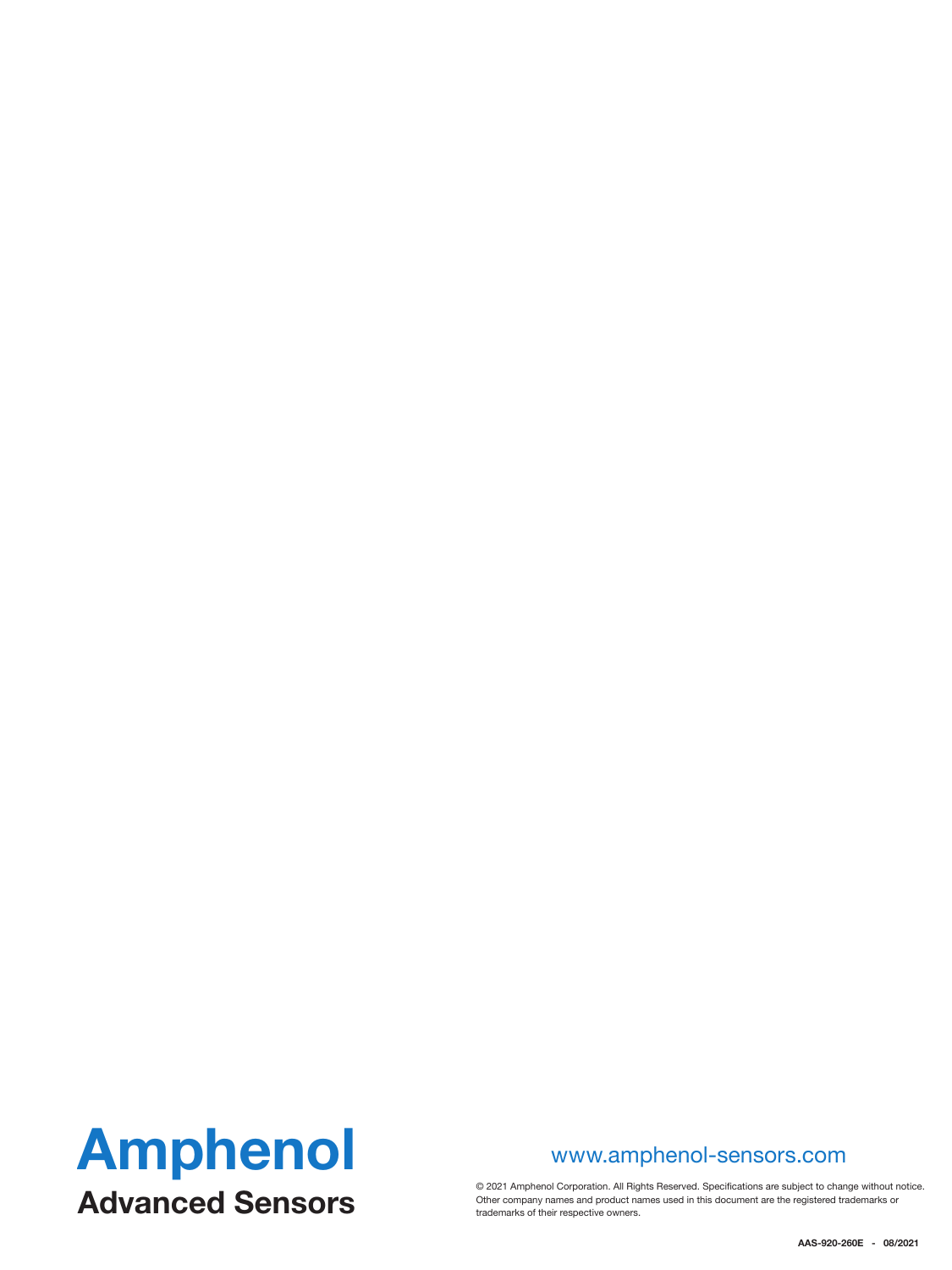**Amphenol**
**Advanced Sensors**

www.amphenol-sensors.com

© 2021 Amphenol Corporation. All Rights Reserved. Specifications are subject to change without notice. Other company names and product names used in this document are the registered trademarks or trademarks of their respective owners.

**AAS-920-260E - 08/2021**